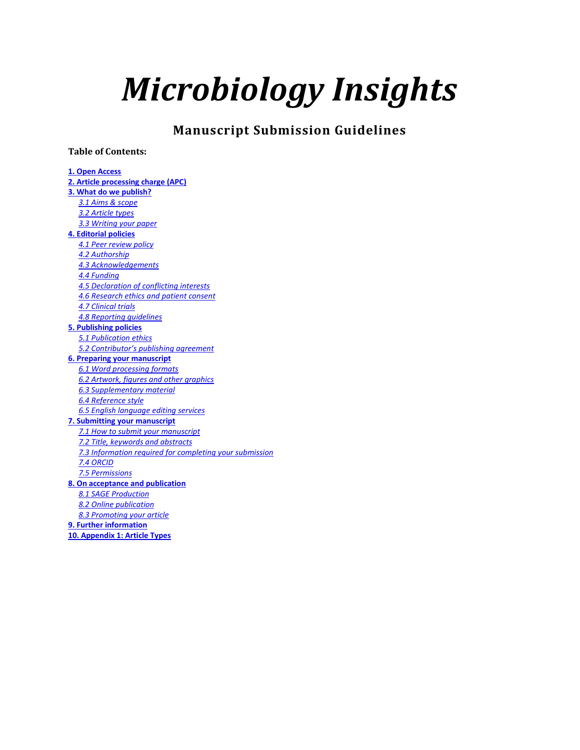# *Microbiology Insights*

## Manuscript Submission Guidelines

**Table of Contents:**

**1. Open Access**
**2. Article processing charge (APC)**
**3. What do we publish?**
- *3.1 Aims & scope*
- *3.2 Article types*
- *3.3 Writing your paper*

**4. Editorial policies**
- *4.1 Peer review policy*
- *4.2 Authorship*
- *4.3 Acknowledgements*
- *4.4 Funding*
- *4.5 Declaration of conflicting interests*
- *4.6 Research ethics and patient consent*
- *4.7 Clinical trials*
- *4.8 Reporting guidelines*

**5. Publishing policies**
- *5.1 Publication ethics*
- *5.2 Contributor's publishing agreement*

**6. Preparing your manuscript**
- *6.1 Word processing formats*
- *6.2 Artwork, figures and other graphics*
- *6.3 Supplementary material*
- *6.4 Reference style*
- *6.5 English language editing services*

**7. Submitting your manuscript**
- *7.1 How to submit your manuscript*
- *7.2 Title, keywords and abstracts*
- *7.3 Information required for completing your submission*
- *7.4 ORCID*
- *7.5 Permissions*

**8. On acceptance and publication**
- *8.1 SAGE Production*
- *8.2 Online publication*
- *8.3 Promoting your article*

**9. Further information**
**10. Appendix 1: Article Types**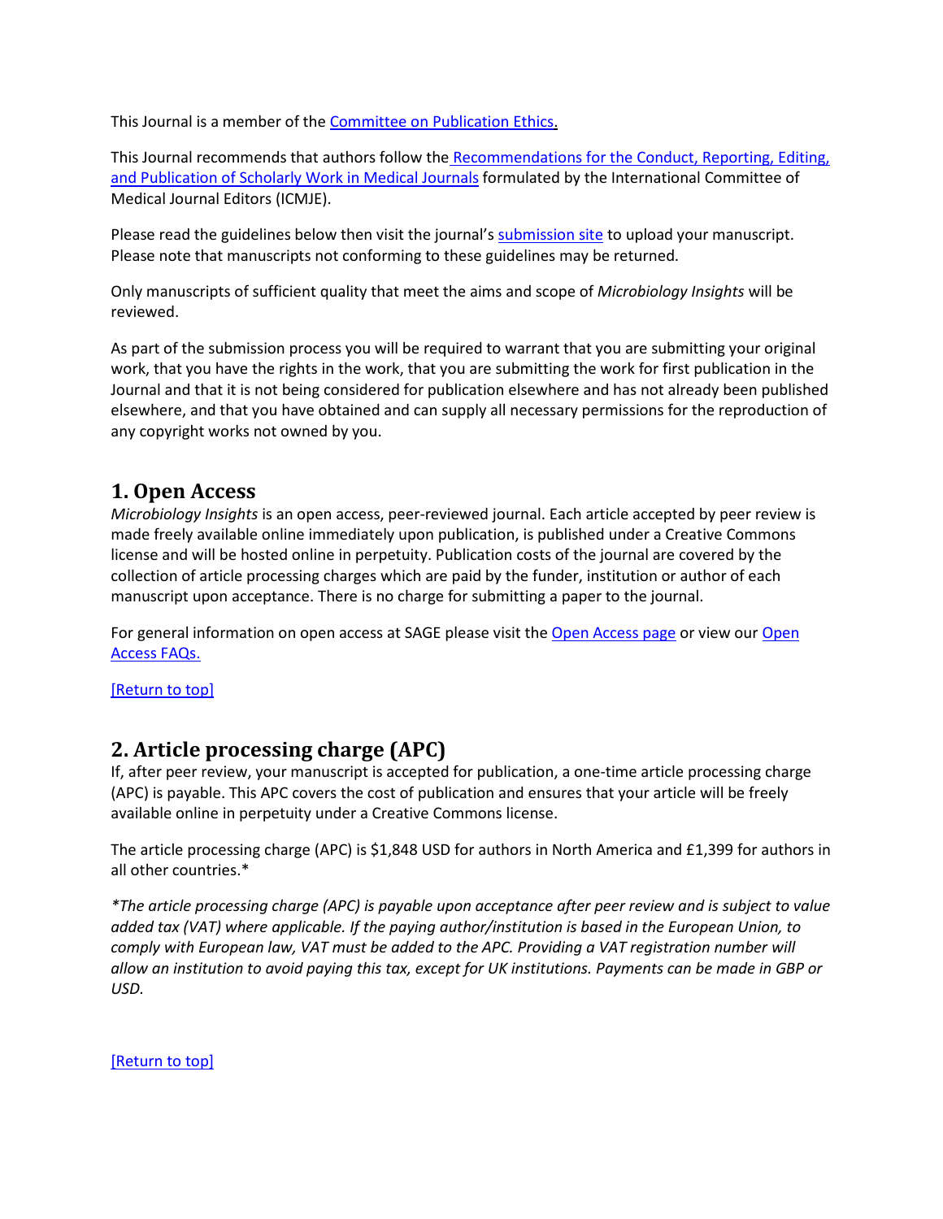This Journal is a member of the [Committee on Publication Ethics](#).

This Journal recommends that authors follow the [Recommendations for the Conduct, Reporting, Editing, and Publication of Scholarly Work in Medical Journals](#) formulated by the International Committee of Medical Journal Editors (ICMJE).

Please read the guidelines below then visit the journal's [submission site](#) to upload your manuscript. Please note that manuscripts not conforming to these guidelines may be returned.

Only manuscripts of sufficient quality that meet the aims and scope of *Microbiology Insights* will be reviewed.

As part of the submission process you will be required to warrant that you are submitting your original work, that you have the rights in the work, that you are submitting the work for first publication in the Journal and that it is not being considered for publication elsewhere and has not already been published elsewhere, and that you have obtained and can supply all necessary permissions for the reproduction of any copyright works not owned by you.

## 1. Open Access

*Microbiology Insights* is an open access, peer-reviewed journal. Each article accepted by peer review is made freely available online immediately upon publication, is published under a Creative Commons license and will be hosted online in perpetuity. Publication costs of the journal are covered by the collection of article processing charges which are paid by the funder, institution or author of each manuscript upon acceptance. There is no charge for submitting a paper to the journal.

For general information on open access at SAGE please visit the [Open Access page](#) or view our [Open Access FAQs.](#)

[Return to top]

## 2. Article processing charge (APC)

If, after peer review, your manuscript is accepted for publication, a one-time article processing charge (APC) is payable. This APC covers the cost of publication and ensures that your article will be freely available online in perpetuity under a Creative Commons license.

The article processing charge (APC) is $1,848 USD for authors in North America and £1,399 for authors in all other countries.*

**The article processing charge (APC) is payable upon acceptance after peer review and is subject to value added tax (VAT) where applicable. If the paying author/institution is based in the European Union, to comply with European law, VAT must be added to the APC. Providing a VAT registration number will allow an institution to avoid paying this tax, except for UK institutions. Payments can be made in GBP or USD.*

[Return to top]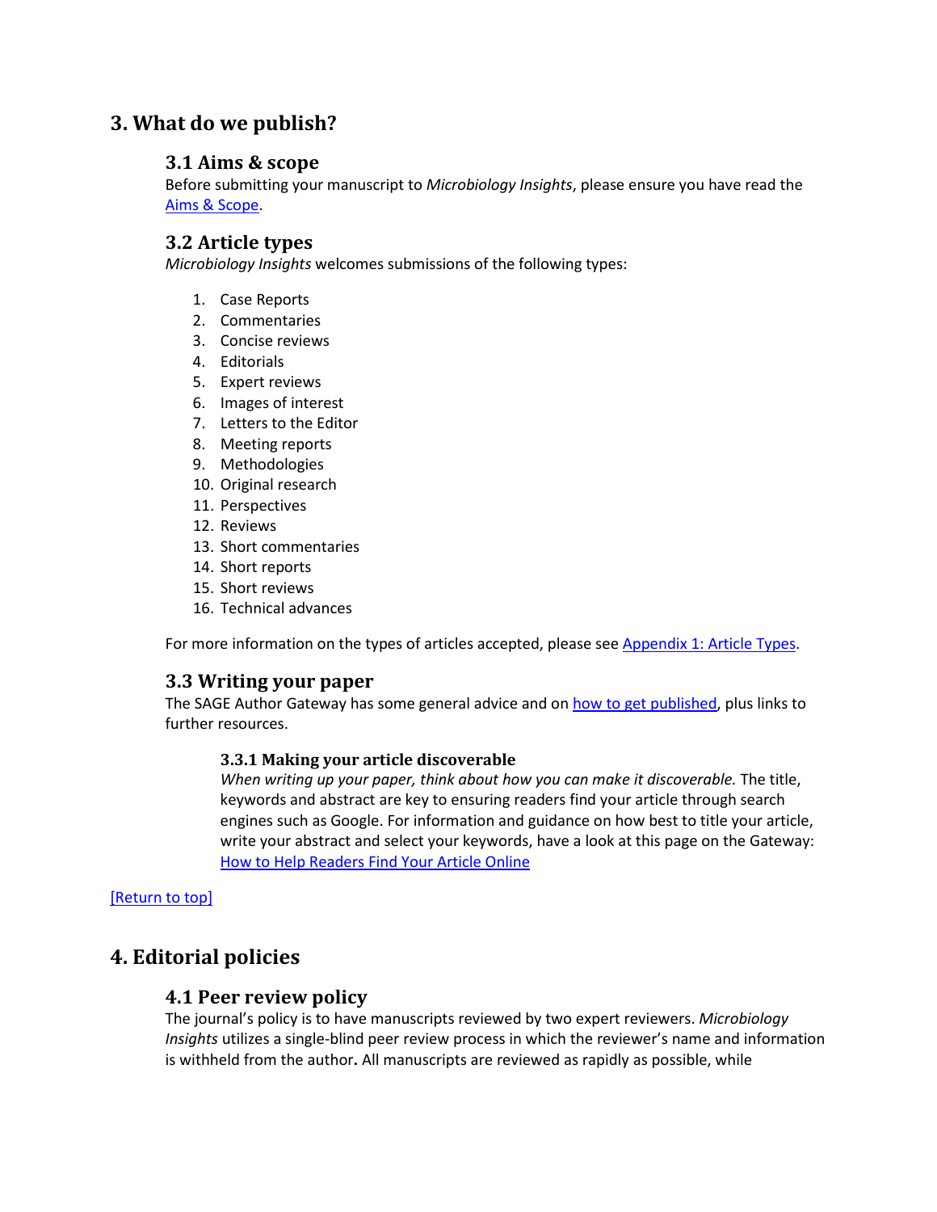# 3. What do we publish?

## 3.1 Aims & scope

Before submitting your manuscript to *Microbiology Insights*, please ensure you have read the [Aims & Scope](#).

## 3.2 Article types

*Microbiology Insights* welcomes submissions of the following types:

1. Case Reports
2. Commentaries
3. Concise reviews
4. Editorials
5. Expert reviews
6. Images of interest
7. Letters to the Editor
8. Meeting reports
9. Methodologies
10. Original research
11. Perspectives
12. Reviews
13. Short commentaries
14. Short reports
15. Short reviews
16. Technical advances

For more information on the types of articles accepted, please see [Appendix 1: Article Types](#).

## 3.3 Writing your paper

The SAGE Author Gateway has some general advice and on [how to get published](#), plus links to further resources.

### 3.3.1 Making your article discoverable

*When writing up your paper, think about how you can make it discoverable.* The title, keywords and abstract are key to ensuring readers find your article through search engines such as Google. For information and guidance on how best to title your article, write your abstract and select your keywords, have a look at this page on the Gateway: [How to Help Readers Find Your Article Online](#)

[Return to top]

# 4. Editorial policies

## 4.1 Peer review policy

The journal's policy is to have manuscripts reviewed by two expert reviewers. *Microbiology Insights* utilizes a single-blind peer review process in which the reviewer's name and information is withheld from the author**.** All manuscripts are reviewed as rapidly as possible, while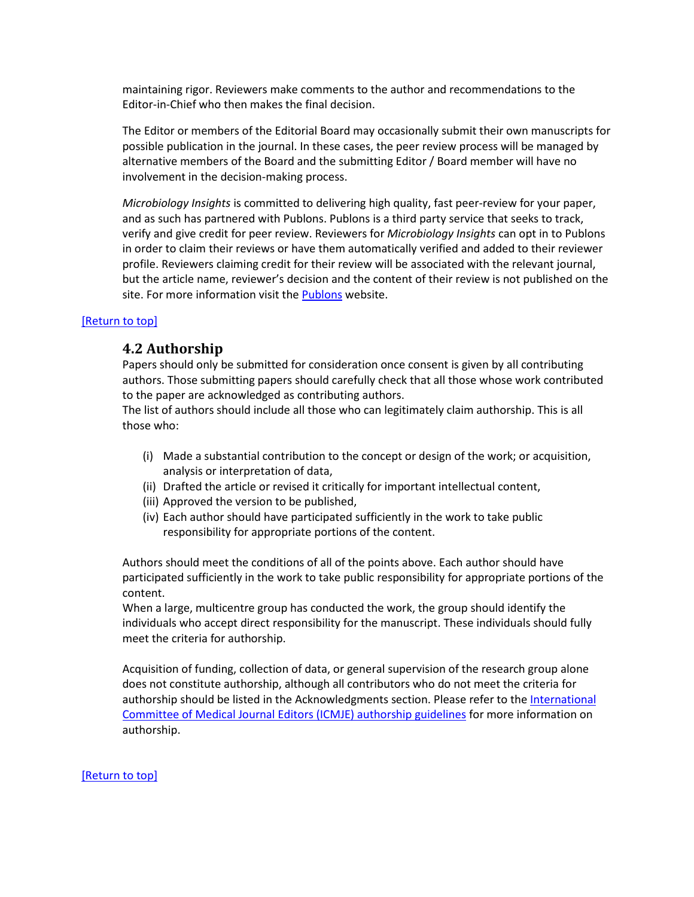maintaining rigor. Reviewers make comments to the author and recommendations to the Editor-in-Chief who then makes the final decision.

The Editor or members of the Editorial Board may occasionally submit their own manuscripts for possible publication in the journal. In these cases, the peer review process will be managed by alternative members of the Board and the submitting Editor / Board member will have no involvement in the decision-making process.

*Microbiology Insights* is committed to delivering high quality, fast peer-review for your paper, and as such has partnered with Publons. Publons is a third party service that seeks to track, verify and give credit for peer review. Reviewers for *Microbiology Insights* can opt in to Publons in order to claim their reviews or have them automatically verified and added to their reviewer profile. Reviewers claiming credit for their review will be associated with the relevant journal, but the article name, reviewer's decision and the content of their review is not published on the site. For more information visit the Publons website.

[Return to top]

## 4.2 Authorship

Papers should only be submitted for consideration once consent is given by all contributing authors. Those submitting papers should carefully check that all those whose work contributed to the paper are acknowledged as contributing authors.

The list of authors should include all those who can legitimately claim authorship. This is all those who:

(i) Made a substantial contribution to the concept or design of the work; or acquisition, analysis or interpretation of data,
(ii) Drafted the article or revised it critically for important intellectual content,
(iii) Approved the version to be published,
(iv) Each author should have participated sufficiently in the work to take public responsibility for appropriate portions of the content.

Authors should meet the conditions of all of the points above. Each author should have participated sufficiently in the work to take public responsibility for appropriate portions of the content.

When a large, multicentre group has conducted the work, the group should identify the individuals who accept direct responsibility for the manuscript. These individuals should fully meet the criteria for authorship.

Acquisition of funding, collection of data, or general supervision of the research group alone does not constitute authorship, although all contributors who do not meet the criteria for authorship should be listed in the Acknowledgments section. Please refer to the International Committee of Medical Journal Editors (ICMJE) authorship guidelines for more information on authorship.

[Return to top]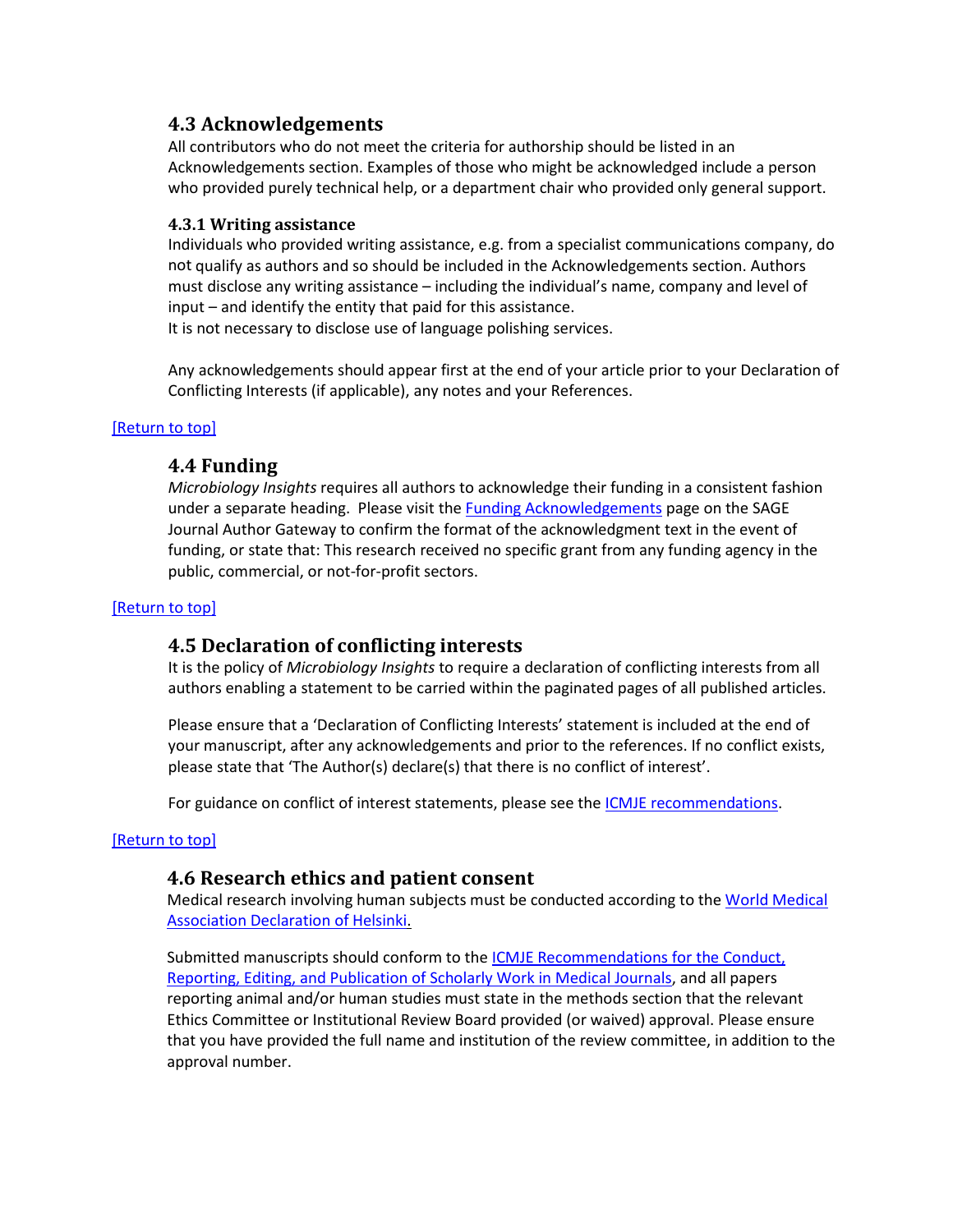### 4.3 Acknowledgements

All contributors who do not meet the criteria for authorship should be listed in an Acknowledgements section. Examples of those who might be acknowledged include a person who provided purely technical help, or a department chair who provided only general support.

#### 4.3.1 Writing assistance

Individuals who provided writing assistance, e.g. from a specialist communications company, do not qualify as authors and so should be included in the Acknowledgements section. Authors must disclose any writing assistance – including the individual's name, company and level of input – and identify the entity that paid for this assistance.

It is not necessary to disclose use of language polishing services.

Any acknowledgements should appear first at the end of your article prior to your Declaration of Conflicting Interests (if applicable), any notes and your References.

[Return to top]

### 4.4 Funding

*Microbiology Insights* requires all authors to acknowledge their funding in a consistent fashion under a separate heading. Please visit the Funding Acknowledgements page on the SAGE Journal Author Gateway to confirm the format of the acknowledgment text in the event of funding, or state that: This research received no specific grant from any funding agency in the public, commercial, or not-for-profit sectors.

[Return to top]

### 4.5 Declaration of conflicting interests

It is the policy of *Microbiology Insights* to require a declaration of conflicting interests from all authors enabling a statement to be carried within the paginated pages of all published articles.

Please ensure that a 'Declaration of Conflicting Interests' statement is included at the end of your manuscript, after any acknowledgements and prior to the references. If no conflict exists, please state that 'The Author(s) declare(s) that there is no conflict of interest'.

For guidance on conflict of interest statements, please see the ICMJE recommendations.

[Return to top]

### 4.6 Research ethics and patient consent

Medical research involving human subjects must be conducted according to the World Medical Association Declaration of Helsinki.

Submitted manuscripts should conform to the ICMJE Recommendations for the Conduct, Reporting, Editing, and Publication of Scholarly Work in Medical Journals, and all papers reporting animal and/or human studies must state in the methods section that the relevant Ethics Committee or Institutional Review Board provided (or waived) approval. Please ensure that you have provided the full name and institution of the review committee, in addition to the approval number.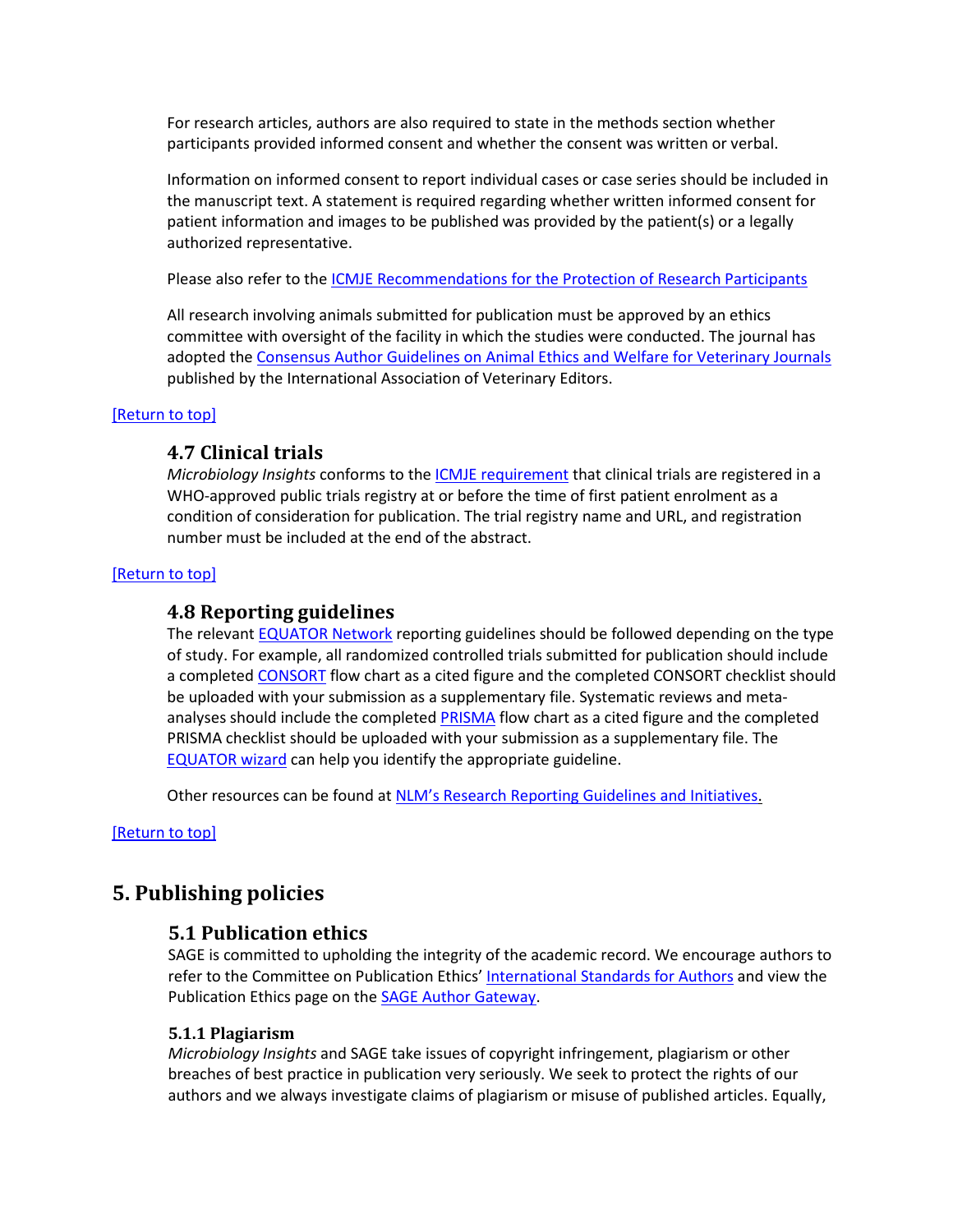For research articles, authors are also required to state in the methods section whether participants provided informed consent and whether the consent was written or verbal.

Information on informed consent to report individual cases or case series should be included in the manuscript text. A statement is required regarding whether written informed consent for patient information and images to be published was provided by the patient(s) or a legally authorized representative.

Please also refer to the ICMJE Recommendations for the Protection of Research Participants

All research involving animals submitted for publication must be approved by an ethics committee with oversight of the facility in which the studies were conducted. The journal has adopted the Consensus Author Guidelines on Animal Ethics and Welfare for Veterinary Journals published by the International Association of Veterinary Editors.

[Return to top]

### 4.7 Clinical trials

*Microbiology Insights* conforms to the ICMJE requirement that clinical trials are registered in a WHO-approved public trials registry at or before the time of first patient enrolment as a condition of consideration for publication. The trial registry name and URL, and registration number must be included at the end of the abstract.

[Return to top]

### 4.8 Reporting guidelines

The relevant EQUATOR Network reporting guidelines should be followed depending on the type of study. For example, all randomized controlled trials submitted for publication should include a completed CONSORT flow chart as a cited figure and the completed CONSORT checklist should be uploaded with your submission as a supplementary file. Systematic reviews and meta-analyses should include the completed PRISMA flow chart as a cited figure and the completed PRISMA checklist should be uploaded with your submission as a supplementary file. The EQUATOR wizard can help you identify the appropriate guideline.

Other resources can be found at NLM's Research Reporting Guidelines and Initiatives.

[Return to top]

## 5. Publishing policies

### 5.1 Publication ethics

SAGE is committed to upholding the integrity of the academic record. We encourage authors to refer to the Committee on Publication Ethics' International Standards for Authors and view the Publication Ethics page on the SAGE Author Gateway.

#### 5.1.1 Plagiarism

*Microbiology Insights* and SAGE take issues of copyright infringement, plagiarism or other breaches of best practice in publication very seriously. We seek to protect the rights of our authors and we always investigate claims of plagiarism or misuse of published articles. Equally,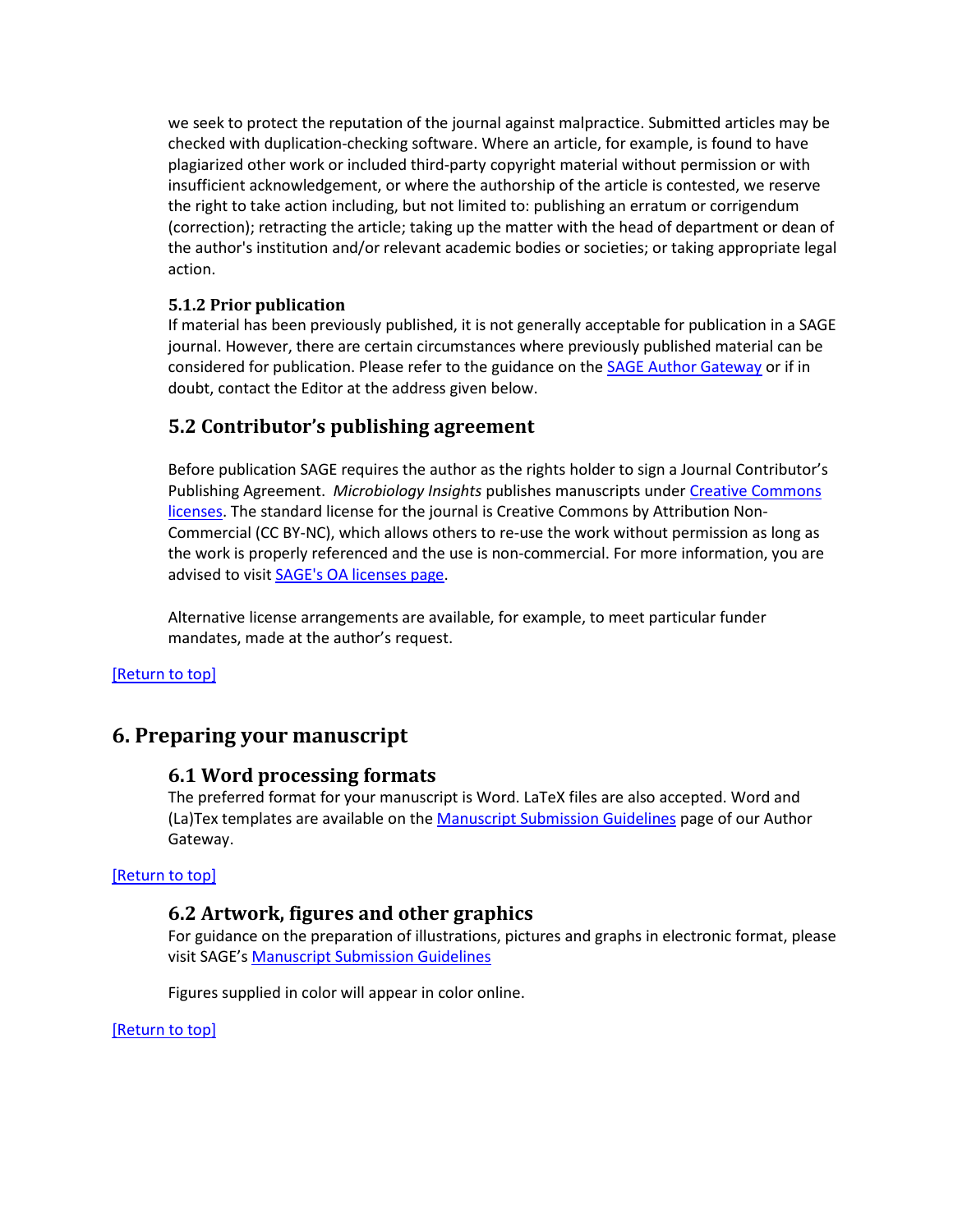we seek to protect the reputation of the journal against malpractice. Submitted articles may be checked with duplication-checking software. Where an article, for example, is found to have plagiarized other work or included third-party copyright material without permission or with insufficient acknowledgement, or where the authorship of the article is contested, we reserve the right to take action including, but not limited to: publishing an erratum or corrigendum (correction); retracting the article; taking up the matter with the head of department or dean of the author's institution and/or relevant academic bodies or societies; or taking appropriate legal action.

#### 5.1.2 Prior publication

If material has been previously published, it is not generally acceptable for publication in a SAGE journal. However, there are certain circumstances where previously published material can be considered for publication. Please refer to the guidance on the SAGE Author Gateway or if in doubt, contact the Editor at the address given below.

### 5.2 Contributor's publishing agreement

Before publication SAGE requires the author as the rights holder to sign a Journal Contributor's Publishing Agreement. *Microbiology Insights* publishes manuscripts under Creative Commons licenses. The standard license for the journal is Creative Commons by Attribution Non-Commercial (CC BY-NC), which allows others to re-use the work without permission as long as the work is properly referenced and the use is non-commercial. For more information, you are advised to visit SAGE's OA licenses page.

Alternative license arrangements are available, for example, to meet particular funder mandates, made at the author's request.

[Return to top]

## 6. Preparing your manuscript

### 6.1 Word processing formats

The preferred format for your manuscript is Word. LaTeX files are also accepted. Word and (La)Tex templates are available on the Manuscript Submission Guidelines page of our Author Gateway.

[Return to top]

### 6.2 Artwork, figures and other graphics

For guidance on the preparation of illustrations, pictures and graphs in electronic format, please visit SAGE's Manuscript Submission Guidelines

Figures supplied in color will appear in color online.

[Return to top]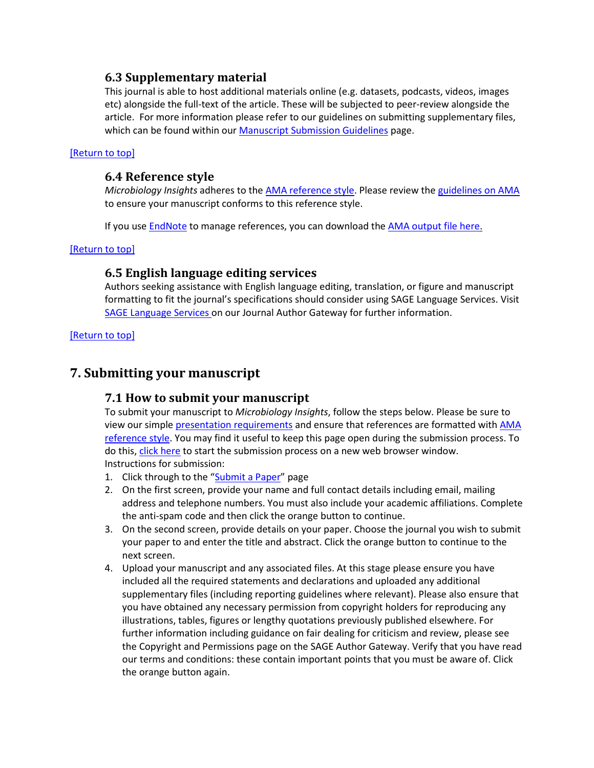### 6.3 Supplementary material

This journal is able to host additional materials online (e.g. datasets, podcasts, videos, images etc) alongside the full-text of the article. These will be subjected to peer-review alongside the article. For more information please refer to our guidelines on submitting supplementary files, which can be found within our Manuscript Submission Guidelines page.

[Return to top]

### 6.4 Reference style

*Microbiology Insights* adheres to the AMA reference style. Please review the guidelines on AMA to ensure your manuscript conforms to this reference style.

If you use EndNote to manage references, you can download the AMA output file here.

[Return to top]

### 6.5 English language editing services

Authors seeking assistance with English language editing, translation, or figure and manuscript formatting to fit the journal's specifications should consider using SAGE Language Services. Visit SAGE Language Services on our Journal Author Gateway for further information.

[Return to top]

## 7. Submitting your manuscript

### 7.1 How to submit your manuscript

To submit your manuscript to *Microbiology Insights*, follow the steps below. Please be sure to view our simple presentation requirements and ensure that references are formatted with AMA reference style. You may find it useful to keep this page open during the submission process. To do this, click here to start the submission process on a new web browser window.
Instructions for submission:

1. Click through to the "Submit a Paper" page
2. On the first screen, provide your name and full contact details including email, mailing address and telephone numbers. You must also include your academic affiliations. Complete the anti-spam code and then click the orange button to continue.
3. On the second screen, provide details on your paper. Choose the journal you wish to submit your paper to and enter the title and abstract. Click the orange button to continue to the next screen.
4. Upload your manuscript and any associated files. At this stage please ensure you have included all the required statements and declarations and uploaded any additional supplementary files (including reporting guidelines where relevant). Please also ensure that you have obtained any necessary permission from copyright holders for reproducing any illustrations, tables, figures or lengthy quotations previously published elsewhere. For further information including guidance on fair dealing for criticism and review, please see the Copyright and Permissions page on the SAGE Author Gateway. Verify that you have read our terms and conditions: these contain important points that you must be aware of. Click the orange button again.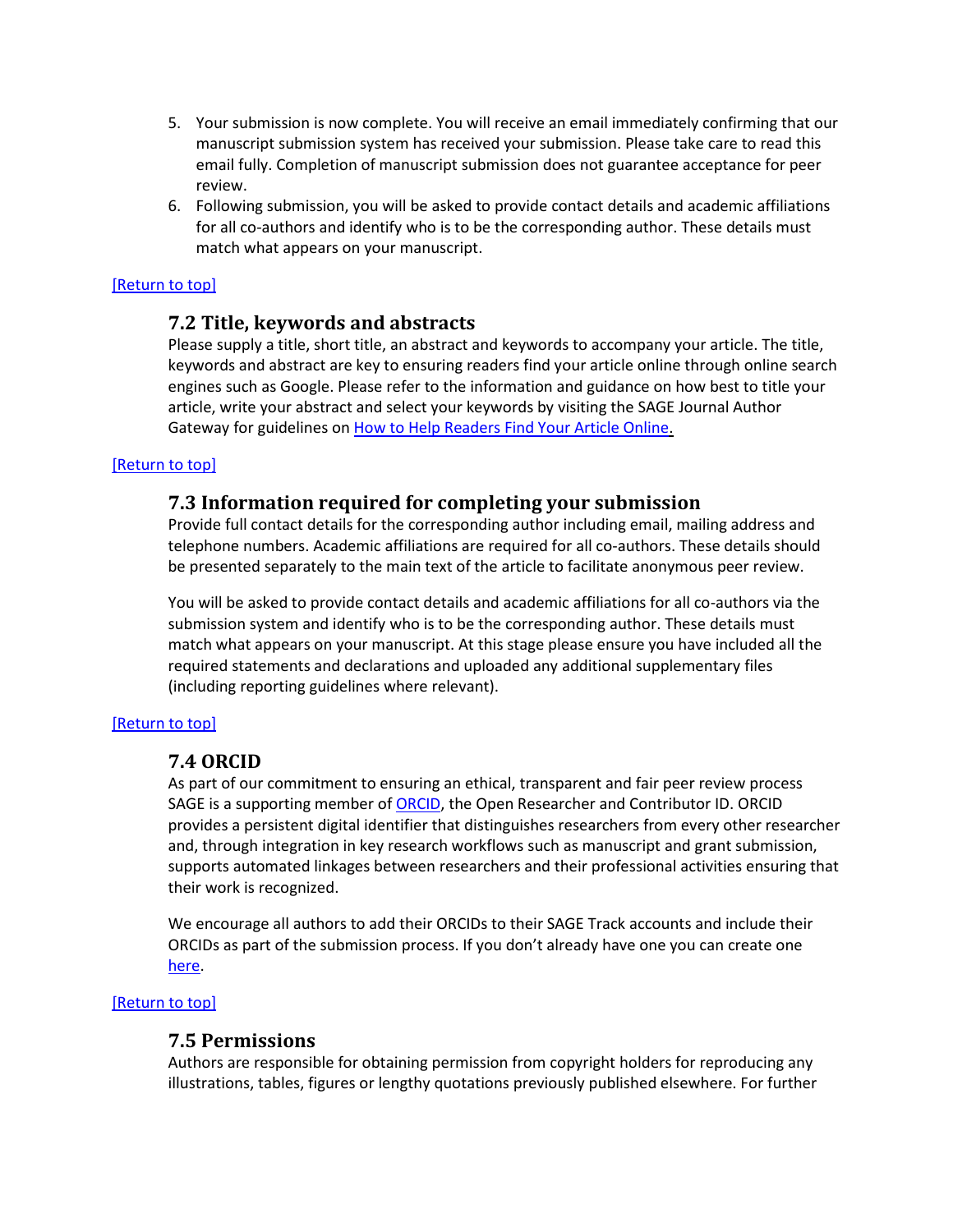5. Your submission is now complete. You will receive an email immediately confirming that our manuscript submission system has received your submission. Please take care to read this email fully. Completion of manuscript submission does not guarantee acceptance for peer review.
6. Following submission, you will be asked to provide contact details and academic affiliations for all co-authors and identify who is to be the corresponding author. These details must match what appears on your manuscript.

[Return to top]

### 7.2 Title, keywords and abstracts

Please supply a title, short title, an abstract and keywords to accompany your article. The title, keywords and abstract are key to ensuring readers find your article online through online search engines such as Google. Please refer to the information and guidance on how best to title your article, write your abstract and select your keywords by visiting the SAGE Journal Author Gateway for guidelines on How to Help Readers Find Your Article Online.

[Return to top]

### 7.3 Information required for completing your submission

Provide full contact details for the corresponding author including email, mailing address and telephone numbers. Academic affiliations are required for all co-authors. These details should be presented separately to the main text of the article to facilitate anonymous peer review.

You will be asked to provide contact details and academic affiliations for all co-authors via the submission system and identify who is to be the corresponding author. These details must match what appears on your manuscript. At this stage please ensure you have included all the required statements and declarations and uploaded any additional supplementary files (including reporting guidelines where relevant).

[Return to top]

### 7.4 ORCID

As part of our commitment to ensuring an ethical, transparent and fair peer review process SAGE is a supporting member of ORCID, the Open Researcher and Contributor ID. ORCID provides a persistent digital identifier that distinguishes researchers from every other researcher and, through integration in key research workflows such as manuscript and grant submission, supports automated linkages between researchers and their professional activities ensuring that their work is recognized.

We encourage all authors to add their ORCIDs to their SAGE Track accounts and include their ORCIDs as part of the submission process. If you don't already have one you can create one here.

[Return to top]

### 7.5 Permissions

Authors are responsible for obtaining permission from copyright holders for reproducing any illustrations, tables, figures or lengthy quotations previously published elsewhere. For further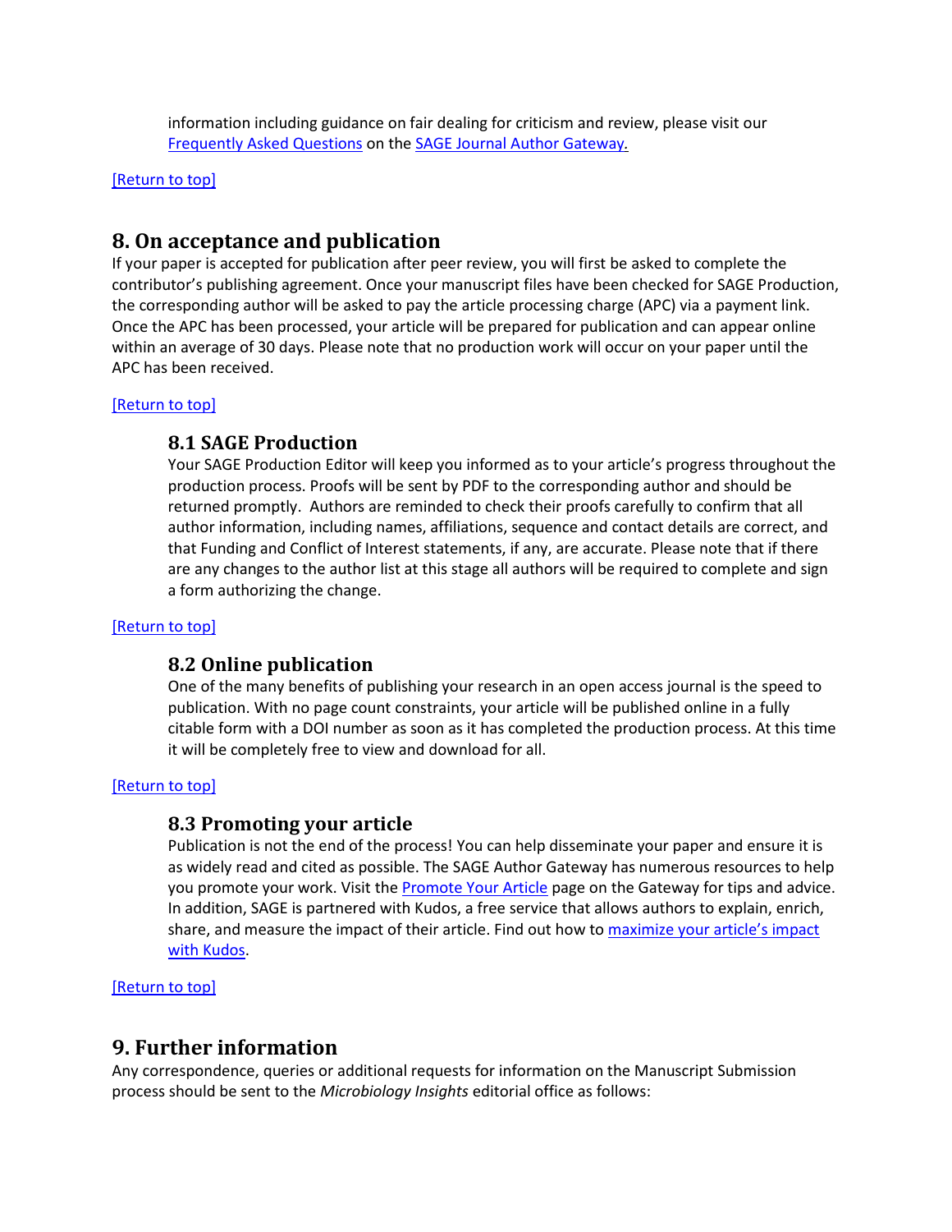information including guidance on fair dealing for criticism and review, please visit our Frequently Asked Questions on the SAGE Journal Author Gateway.

[Return to top]

## 8. On acceptance and publication

If your paper is accepted for publication after peer review, you will first be asked to complete the contributor's publishing agreement. Once your manuscript files have been checked for SAGE Production, the corresponding author will be asked to pay the article processing charge (APC) via a payment link. Once the APC has been processed, your article will be prepared for publication and can appear online within an average of 30 days. Please note that no production work will occur on your paper until the APC has been received.

[Return to top]

### 8.1 SAGE Production

Your SAGE Production Editor will keep you informed as to your article's progress throughout the production process. Proofs will be sent by PDF to the corresponding author and should be returned promptly. Authors are reminded to check their proofs carefully to confirm that all author information, including names, affiliations, sequence and contact details are correct, and that Funding and Conflict of Interest statements, if any, are accurate. Please note that if there are any changes to the author list at this stage all authors will be required to complete and sign a form authorizing the change.

[Return to top]

### 8.2 Online publication

One of the many benefits of publishing your research in an open access journal is the speed to publication. With no page count constraints, your article will be published online in a fully citable form with a DOI number as soon as it has completed the production process. At this time it will be completely free to view and download for all.

[Return to top]

### 8.3 Promoting your article

Publication is not the end of the process! You can help disseminate your paper and ensure it is as widely read and cited as possible. The SAGE Author Gateway has numerous resources to help you promote your work. Visit the Promote Your Article page on the Gateway for tips and advice. In addition, SAGE is partnered with Kudos, a free service that allows authors to explain, enrich, share, and measure the impact of their article. Find out how to maximize your article's impact with Kudos.

[Return to top]

## 9. Further information

Any correspondence, queries or additional requests for information on the Manuscript Submission process should be sent to the *Microbiology Insights* editorial office as follows: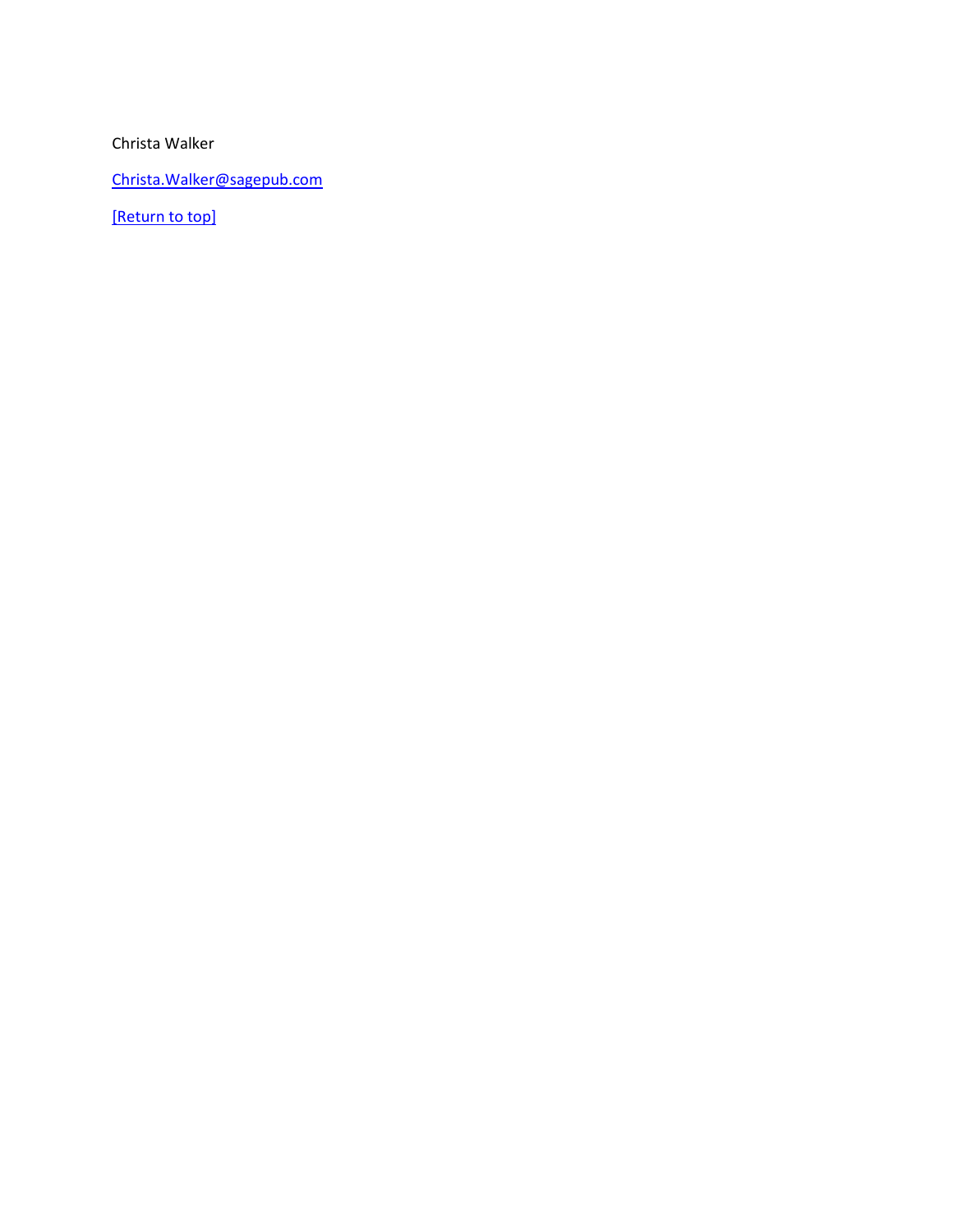Christa Walker

[Christa.Walker@sagepub.com](mailto:Christa.Walker@sagepub.com)

[Return to top]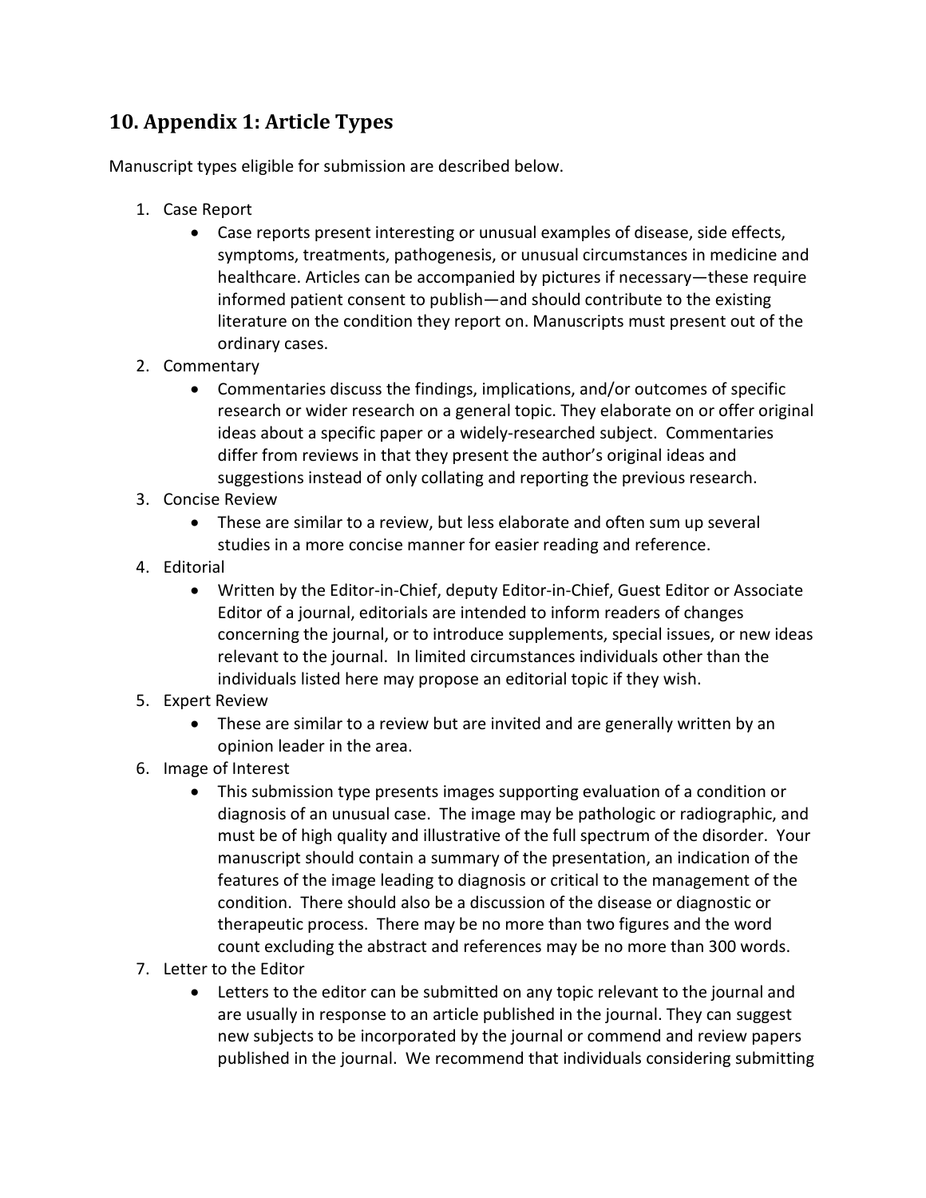## 10. Appendix 1: Article Types

Manuscript types eligible for submission are described below.

1. Case Report
    - Case reports present interesting or unusual examples of disease, side effects, symptoms, treatments, pathogenesis, or unusual circumstances in medicine and healthcare. Articles can be accompanied by pictures if necessary—these require informed patient consent to publish—and should contribute to the existing literature on the condition they report on. Manuscripts must present out of the ordinary cases.
2. Commentary
    - Commentaries discuss the findings, implications, and/or outcomes of specific research or wider research on a general topic. They elaborate on or offer original ideas about a specific paper or a widely-researched subject. Commentaries differ from reviews in that they present the author's original ideas and suggestions instead of only collating and reporting the previous research.
3. Concise Review
    - These are similar to a review, but less elaborate and often sum up several studies in a more concise manner for easier reading and reference.
4. Editorial
    - Written by the Editor-in-Chief, deputy Editor-in-Chief, Guest Editor or Associate Editor of a journal, editorials are intended to inform readers of changes concerning the journal, or to introduce supplements, special issues, or new ideas relevant to the journal. In limited circumstances individuals other than the individuals listed here may propose an editorial topic if they wish.
5. Expert Review
    - These are similar to a review but are invited and are generally written by an opinion leader in the area.
6. Image of Interest
    - This submission type presents images supporting evaluation of a condition or diagnosis of an unusual case. The image may be pathologic or radiographic, and must be of high quality and illustrative of the full spectrum of the disorder. Your manuscript should contain a summary of the presentation, an indication of the features of the image leading to diagnosis or critical to the management of the condition. There should also be a discussion of the disease or diagnostic or therapeutic process. There may be no more than two figures and the word count excluding the abstract and references may be no more than 300 words.
7. Letter to the Editor
    - Letters to the editor can be submitted on any topic relevant to the journal and are usually in response to an article published in the journal. They can suggest new subjects to be incorporated by the journal or commend and review papers published in the journal. We recommend that individuals considering submitting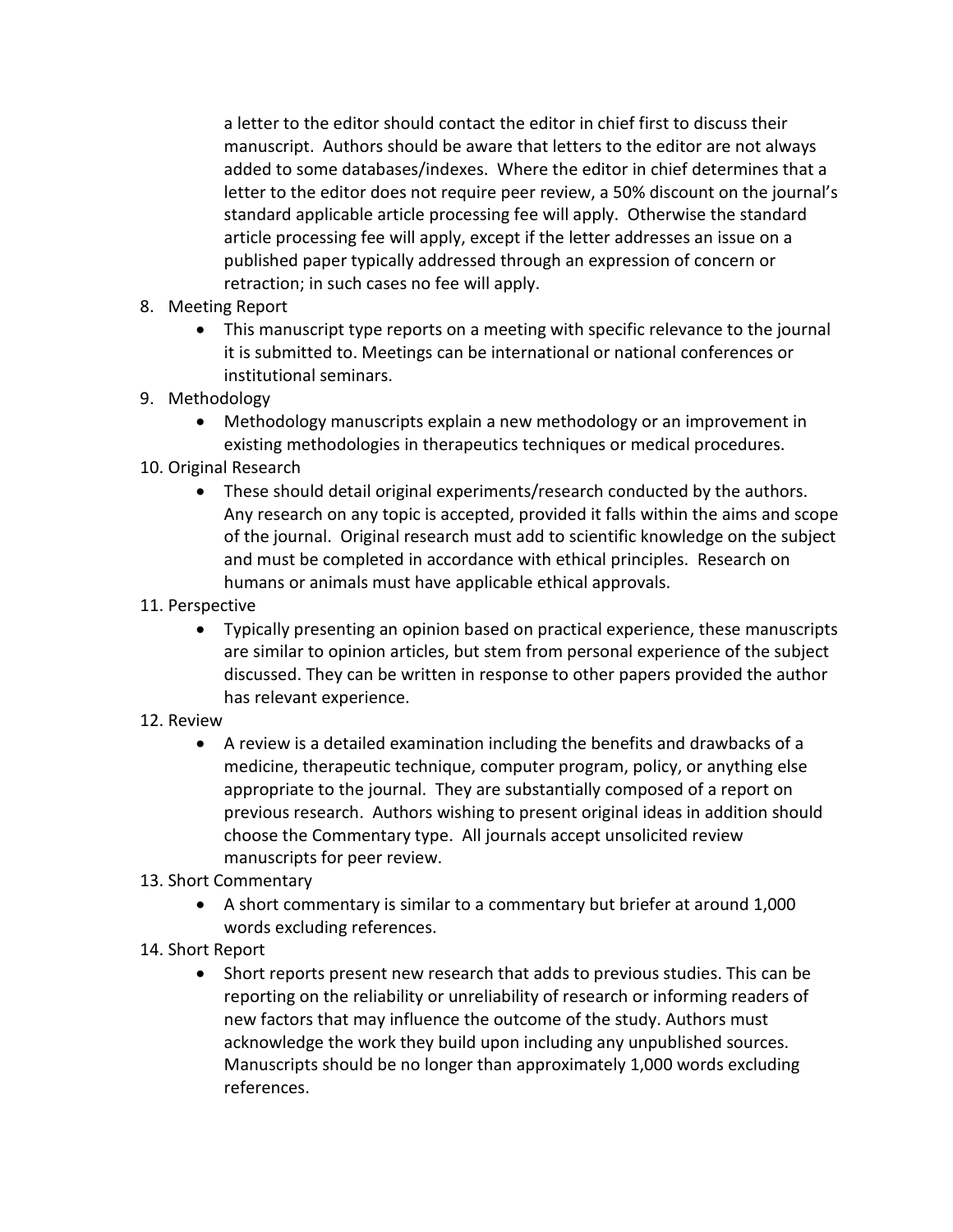a letter to the editor should contact the editor in chief first to discuss their manuscript. Authors should be aware that letters to the editor are not always added to some databases/indexes. Where the editor in chief determines that a letter to the editor does not require peer review, a 50% discount on the journal's standard applicable article processing fee will apply. Otherwise the standard article processing fee will apply, except if the letter addresses an issue on a published paper typically addressed through an expression of concern or retraction; in such cases no fee will apply.

8. Meeting Report
   - This manuscript type reports on a meeting with specific relevance to the journal it is submitted to. Meetings can be international or national conferences or institutional seminars.
9. Methodology
   - Methodology manuscripts explain a new methodology or an improvement in existing methodologies in therapeutics techniques or medical procedures.
10. Original Research
    - These should detail original experiments/research conducted by the authors. Any research on any topic is accepted, provided it falls within the aims and scope of the journal. Original research must add to scientific knowledge on the subject and must be completed in accordance with ethical principles. Research on humans or animals must have applicable ethical approvals.
11. Perspective
    - Typically presenting an opinion based on practical experience, these manuscripts are similar to opinion articles, but stem from personal experience of the subject discussed. They can be written in response to other papers provided the author has relevant experience.
12. Review
    - A review is a detailed examination including the benefits and drawbacks of a medicine, therapeutic technique, computer program, policy, or anything else appropriate to the journal. They are substantially composed of a report on previous research. Authors wishing to present original ideas in addition should choose the Commentary type. All journals accept unsolicited review manuscripts for peer review.
13. Short Commentary
    - A short commentary is similar to a commentary but briefer at around 1,000 words excluding references.
14. Short Report
    - Short reports present new research that adds to previous studies. This can be reporting on the reliability or unreliability of research or informing readers of new factors that may influence the outcome of the study. Authors must acknowledge the work they build upon including any unpublished sources. Manuscripts should be no longer than approximately 1,000 words excluding references.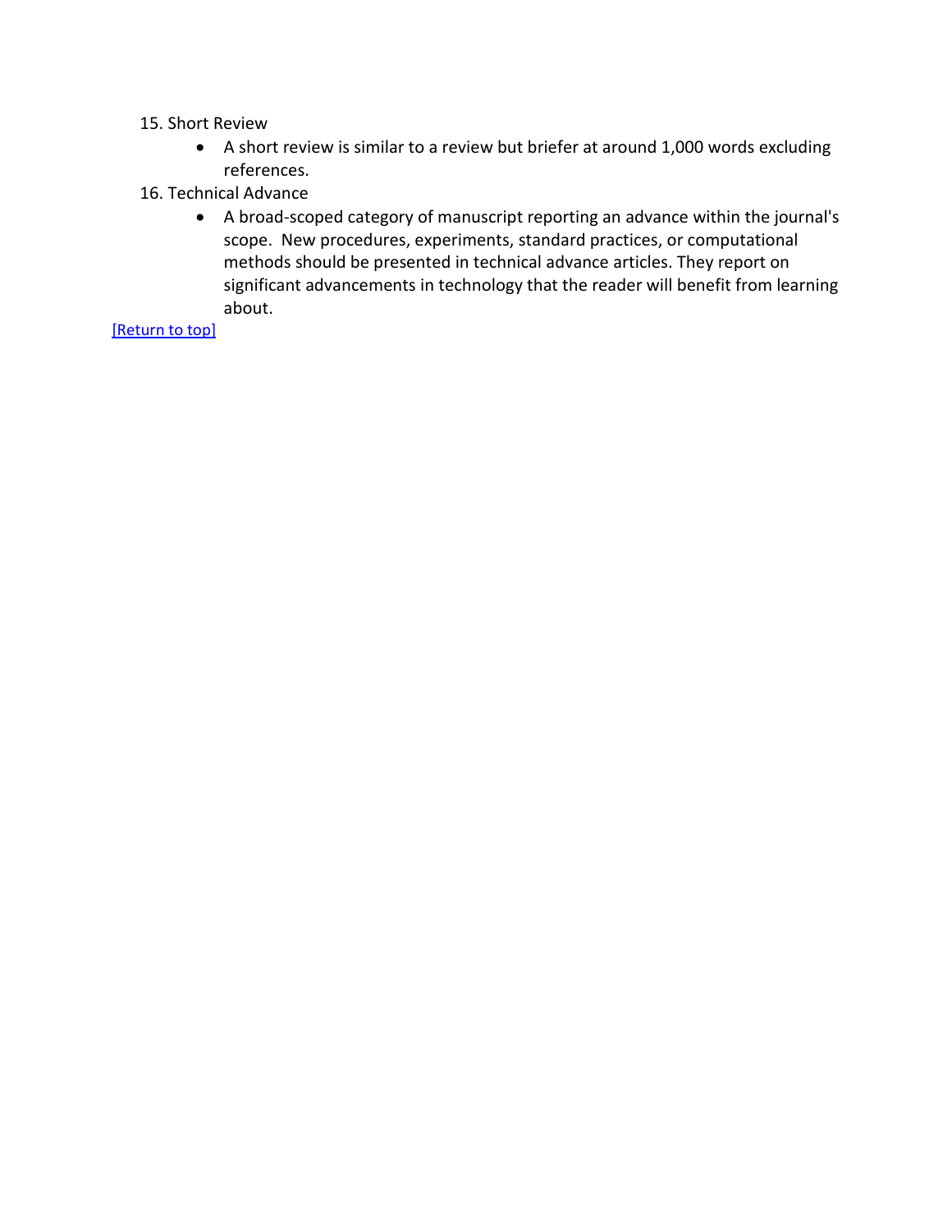15. Short Review
    - A short review is similar to a review but briefer at around 1,000 words excluding references.
16. Technical Advance
    - A broad-scoped category of manuscript reporting an advance within the journal's scope. New procedures, experiments, standard practices, or computational methods should be presented in technical advance articles. They report on significant advancements in technology that the reader will benefit from learning about.

[Return to top]